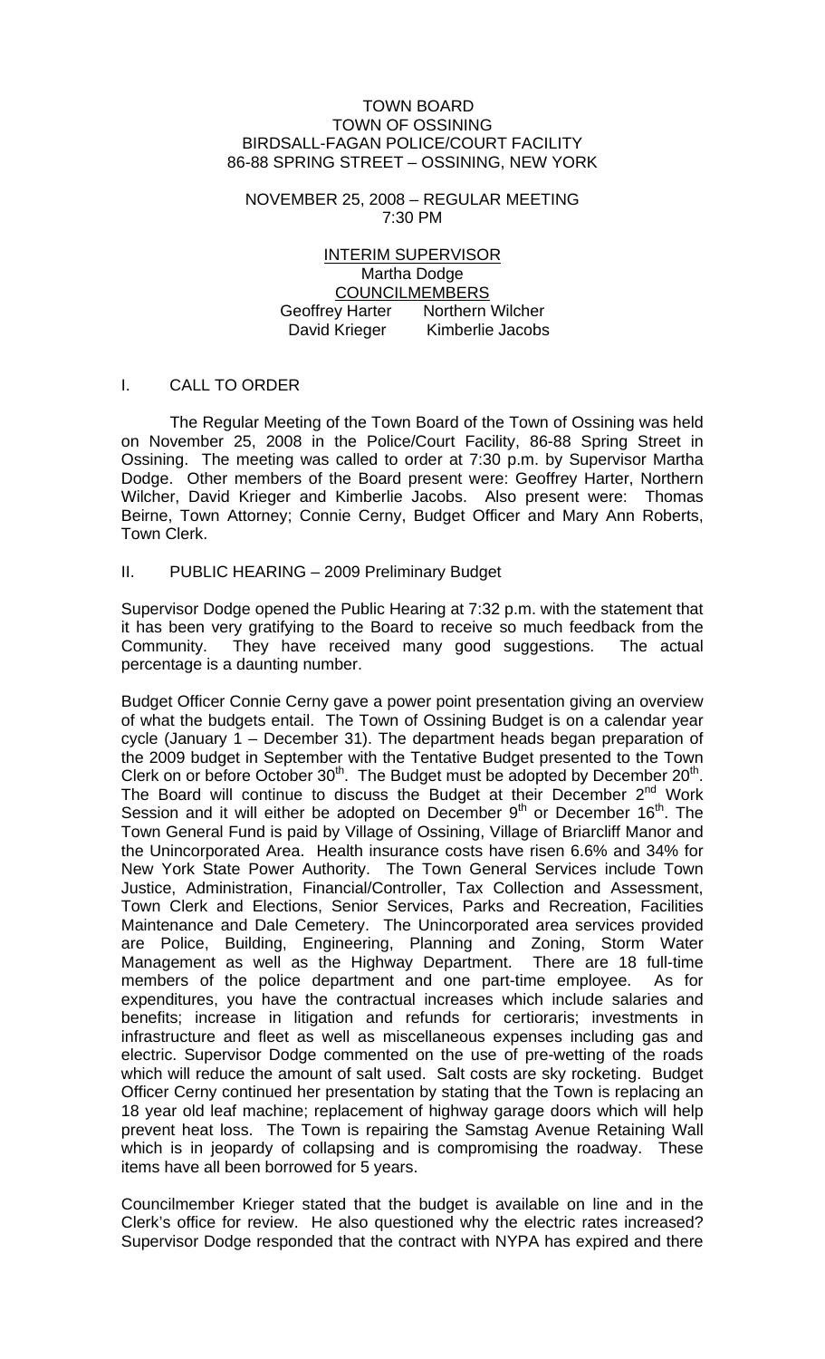TOWN BOARD
TOWN OF OSSINING
BIRDSALL-FAGAN POLICE/COURT FACILITY
86-88 SPRING STREET – OSSINING, NEW YORK

NOVEMBER 25, 2008 – REGULAR MEETING
7:30 PM

INTERIM SUPERVISOR
Martha Dodge
COUNCILMEMBERS
Geoffrey Harter Northern Wilcher
David Krieger Kimberlie Jacobs

## I. CALL TO ORDER

The Regular Meeting of the Town Board of the Town of Ossining was held on November 25, 2008 in the Police/Court Facility, 86-88 Spring Street in Ossining. The meeting was called to order at 7:30 p.m. by Supervisor Martha Dodge. Other members of the Board present were: Geoffrey Harter, Northern Wilcher, David Krieger and Kimberlie Jacobs. Also present were: Thomas Beirne, Town Attorney; Connie Cerny, Budget Officer and Mary Ann Roberts, Town Clerk.

## II. PUBLIC HEARING – 2009 Preliminary Budget

Supervisor Dodge opened the Public Hearing at 7:32 p.m. with the statement that it has been very gratifying to the Board to receive so much feedback from the Community. They have received many good suggestions. The actual percentage is a daunting number.

Budget Officer Connie Cerny gave a power point presentation giving an overview of what the budgets entail. The Town of Ossining Budget is on a calendar year cycle (January 1 – December 31). The department heads began preparation of the 2009 budget in September with the Tentative Budget presented to the Town Clerk on or before October 30th. The Budget must be adopted by December 20th. The Board will continue to discuss the Budget at their December 2nd Work Session and it will either be adopted on December 9th or December 16th. The Town General Fund is paid by Village of Ossining, Village of Briarcliff Manor and the Unincorporated Area. Health insurance costs have risen 6.6% and 34% for New York State Power Authority. The Town General Services include Town Justice, Administration, Financial/Controller, Tax Collection and Assessment, Town Clerk and Elections, Senior Services, Parks and Recreation, Facilities Maintenance and Dale Cemetery. The Unincorporated area services provided are Police, Building, Engineering, Planning and Zoning, Storm Water Management as well as the Highway Department. There are 18 full-time members of the police department and one part-time employee. As for expenditures, you have the contractual increases which include salaries and benefits; increase in litigation and refunds for certioraris; investments in infrastructure and fleet as well as miscellaneous expenses including gas and electric. Supervisor Dodge commented on the use of pre-wetting of the roads which will reduce the amount of salt used. Salt costs are sky rocketing. Budget Officer Cerny continued her presentation by stating that the Town is replacing an 18 year old leaf machine; replacement of highway garage doors which will help prevent heat loss. The Town is repairing the Samstag Avenue Retaining Wall which is in jeopardy of collapsing and is compromising the roadway. These items have all been borrowed for 5 years.

Councilmember Krieger stated that the budget is available on line and in the Clerk's office for review. He also questioned why the electric rates increased? Supervisor Dodge responded that the contract with NYPA has expired and there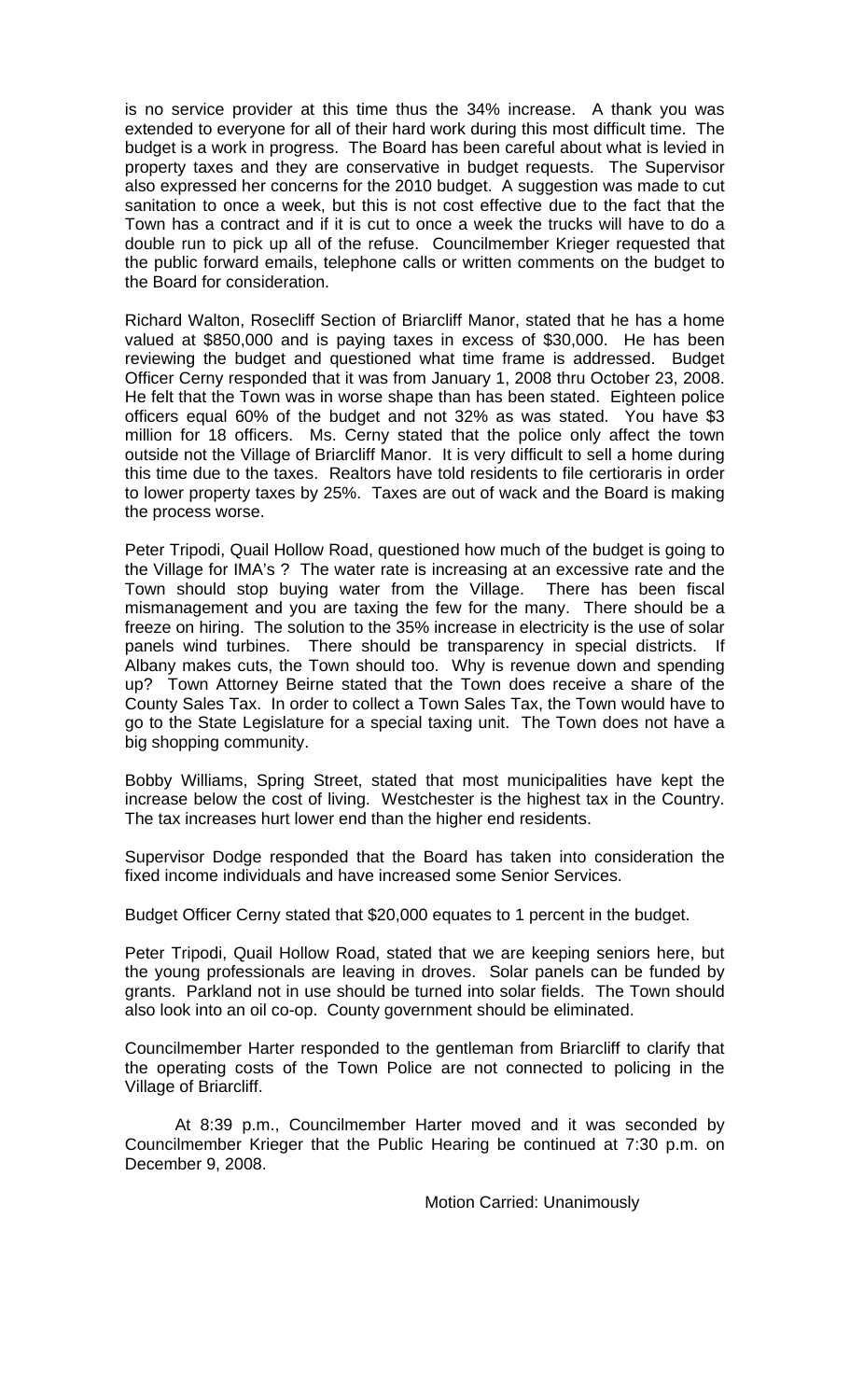is no service provider at this time thus the 34% increase. A thank you was extended to everyone for all of their hard work during this most difficult time. The budget is a work in progress. The Board has been careful about what is levied in property taxes and they are conservative in budget requests. The Supervisor also expressed her concerns for the 2010 budget. A suggestion was made to cut sanitation to once a week, but this is not cost effective due to the fact that the Town has a contract and if it is cut to once a week the trucks will have to do a double run to pick up all of the refuse. Councilmember Krieger requested that the public forward emails, telephone calls or written comments on the budget to the Board for consideration.

Richard Walton, Rosecliff Section of Briarcliff Manor, stated that he has a home valued at $850,000 and is paying taxes in excess of $30,000. He has been reviewing the budget and questioned what time frame is addressed. Budget Officer Cerny responded that it was from January 1, 2008 thru October 23, 2008. He felt that the Town was in worse shape than has been stated. Eighteen police officers equal 60% of the budget and not 32% as was stated. You have $3 million for 18 officers. Ms. Cerny stated that the police only affect the town outside not the Village of Briarcliff Manor. It is very difficult to sell a home during this time due to the taxes. Realtors have told residents to file certioraris in order to lower property taxes by 25%. Taxes are out of wack and the Board is making the process worse.

Peter Tripodi, Quail Hollow Road, questioned how much of the budget is going to the Village for IMA's ? The water rate is increasing at an excessive rate and the Town should stop buying water from the Village. There has been fiscal mismanagement and you are taxing the few for the many. There should be a freeze on hiring. The solution to the 35% increase in electricity is the use of solar panels wind turbines. There should be transparency in special districts. If Albany makes cuts, the Town should too. Why is revenue down and spending up? Town Attorney Beirne stated that the Town does receive a share of the County Sales Tax. In order to collect a Town Sales Tax, the Town would have to go to the State Legislature for a special taxing unit. The Town does not have a big shopping community.

Bobby Williams, Spring Street, stated that most municipalities have kept the increase below the cost of living. Westchester is the highest tax in the Country. The tax increases hurt lower end than the higher end residents.

Supervisor Dodge responded that the Board has taken into consideration the fixed income individuals and have increased some Senior Services.

Budget Officer Cerny stated that $20,000 equates to 1 percent in the budget.

Peter Tripodi, Quail Hollow Road, stated that we are keeping seniors here, but the young professionals are leaving in droves. Solar panels can be funded by grants. Parkland not in use should be turned into solar fields. The Town should also look into an oil co-op. County government should be eliminated.

Councilmember Harter responded to the gentleman from Briarcliff to clarify that the operating costs of the Town Police are not connected to policing in the Village of Briarcliff.

At 8:39 p.m., Councilmember Harter moved and it was seconded by Councilmember Krieger that the Public Hearing be continued at 7:30 p.m. on December 9, 2008.

Motion Carried: Unanimously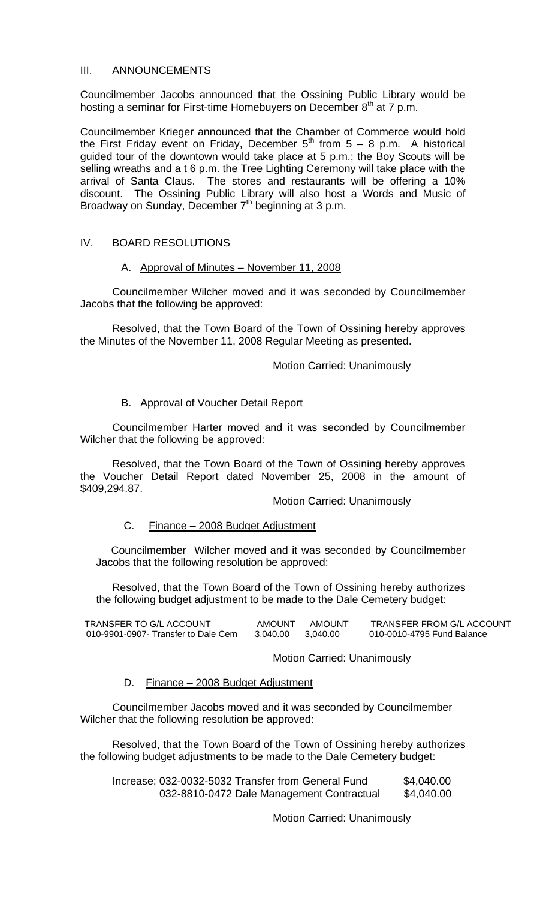## III. ANNOUNCEMENTS

Councilmember Jacobs announced that the Ossining Public Library would be hosting a seminar for First-time Homebuyers on December 8th at 7 p.m.

Councilmember Krieger announced that the Chamber of Commerce would hold the First Friday event on Friday, December 5th from 5 – 8 p.m. A historical guided tour of the downtown would take place at 5 p.m.; the Boy Scouts will be selling wreaths and a t 6 p.m. the Tree Lighting Ceremony will take place with the arrival of Santa Claus. The stores and restaurants will be offering a 10% discount. The Ossining Public Library will also host a Words and Music of Broadway on Sunday, December 7th beginning at 3 p.m.

## IV. BOARD RESOLUTIONS

### A. Approval of Minutes – November 11, 2008

Councilmember Wilcher moved and it was seconded by Councilmember Jacobs that the following be approved:

Resolved, that the Town Board of the Town of Ossining hereby approves the Minutes of the November 11, 2008 Regular Meeting as presented.

Motion Carried: Unanimously

### B. Approval of Voucher Detail Report

Councilmember Harter moved and it was seconded by Councilmember Wilcher that the following be approved:

Resolved, that the Town Board of the Town of Ossining hereby approves the Voucher Detail Report dated November 25, 2008 in the amount of $409,294.87.

Motion Carried: Unanimously

### C. Finance – 2008 Budget Adjustment

Councilmember Wilcher moved and it was seconded by Councilmember Jacobs that the following resolution be approved:

Resolved, that the Town Board of the Town of Ossining hereby authorizes the following budget adjustment to be made to the Dale Cemetery budget:

| TRANSFER TO G/L ACCOUNT | AMOUNT | AMOUNT | TRANSFER FROM G/L ACCOUNT |
|---|---|---|---|
| 010-9901-0907- Transfer to Dale Cem | 3,040.00 | 3,040.00 | 010-0010-4795 Fund Balance |

Motion Carried: Unanimously

### D. Finance – 2008 Budget Adjustment

Councilmember Jacobs moved and it was seconded by Councilmember Wilcher that the following resolution be approved:

Resolved, that the Town Board of the Town of Ossining hereby authorizes the following budget adjustments to be made to the Dale Cemetery budget:

| | | |
|---|---|---|
| Increase: | 032-0032-5032 Transfer from General Fund | $4,040.00 |
| | 032-8810-0472 Dale Management Contractual | $4,040.00 |

Motion Carried: Unanimously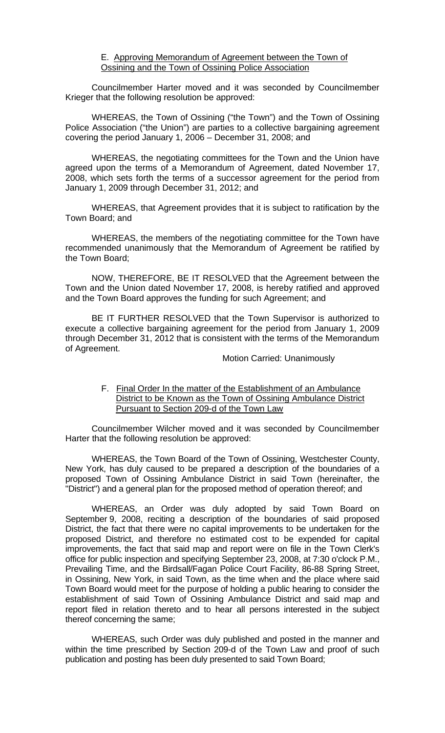E. <u>Approving Memorandum of Agreement between the Town of Ossining and the Town of Ossining Police Association</u>

Councilmember Harter moved and it was seconded by Councilmember Krieger that the following resolution be approved:

WHEREAS, the Town of Ossining ("the Town") and the Town of Ossining Police Association ("the Union") are parties to a collective bargaining agreement covering the period January 1, 2006 – December 31, 2008; and

WHEREAS, the negotiating committees for the Town and the Union have agreed upon the terms of a Memorandum of Agreement, dated November 17, 2008, which sets forth the terms of a successor agreement for the period from January 1, 2009 through December 31, 2012; and

WHEREAS, that Agreement provides that it is subject to ratification by the Town Board; and

WHEREAS, the members of the negotiating committee for the Town have recommended unanimously that the Memorandum of Agreement be ratified by the Town Board;

NOW, THEREFORE, BE IT RESOLVED that the Agreement between the Town and the Union dated November 17, 2008, is hereby ratified and approved and the Town Board approves the funding for such Agreement; and

BE IT FURTHER RESOLVED that the Town Supervisor is authorized to execute a collective bargaining agreement for the period from January 1, 2009 through December 31, 2012 that is consistent with the terms of the Memorandum of Agreement.

Motion Carried: Unanimously

F. <u>Final Order In the matter of the Establishment of an Ambulance District to be Known as the Town of Ossining Ambulance District Pursuant to Section 209-d of the Town Law</u>

Councilmember Wilcher moved and it was seconded by Councilmember Harter that the following resolution be approved:

WHEREAS, the Town Board of the Town of Ossining, Westchester County, New York, has duly caused to be prepared a description of the boundaries of a proposed Town of Ossining Ambulance District in said Town (hereinafter, the "District") and a general plan for the proposed method of operation thereof; and

WHEREAS, an Order was duly adopted by said Town Board on September 9, 2008, reciting a description of the boundaries of said proposed District, the fact that there were no capital improvements to be undertaken for the proposed District, and therefore no estimated cost to be expended for capital improvements, the fact that said map and report were on file in the Town Clerk's office for public inspection and specifying September 23, 2008, at 7:30 o'clock P.M., Prevailing Time, and the Birdsall/Fagan Police Court Facility, 86-88 Spring Street, in Ossining, New York, in said Town, as the time when and the place where said Town Board would meet for the purpose of holding a public hearing to consider the establishment of said Town of Ossining Ambulance District and said map and report filed in relation thereto and to hear all persons interested in the subject thereof concerning the same;

WHEREAS, such Order was duly published and posted in the manner and within the time prescribed by Section 209-d of the Town Law and proof of such publication and posting has been duly presented to said Town Board;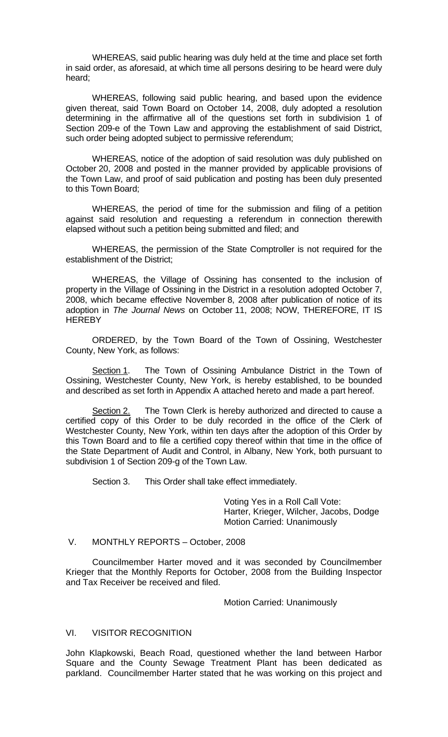WHEREAS, said public hearing was duly held at the time and place set forth in said order, as aforesaid, at which time all persons desiring to be heard were duly heard;

WHEREAS, following said public hearing, and based upon the evidence given thereat, said Town Board on October 14, 2008, duly adopted a resolution determining in the affirmative all of the questions set forth in subdivision 1 of Section 209-e of the Town Law and approving the establishment of said District, such order being adopted subject to permissive referendum;

WHEREAS, notice of the adoption of said resolution was duly published on October 20, 2008 and posted in the manner provided by applicable provisions of the Town Law, and proof of said publication and posting has been duly presented to this Town Board;

WHEREAS, the period of time for the submission and filing of a petition against said resolution and requesting a referendum in connection therewith elapsed without such a petition being submitted and filed; and

WHEREAS, the permission of the State Comptroller is not required for the establishment of the District;

WHEREAS, the Village of Ossining has consented to the inclusion of property in the Village of Ossining in the District in a resolution adopted October 7, 2008, which became effective November 8, 2008 after publication of notice of its adoption in *The Journal News* on October 11, 2008; NOW, THEREFORE, IT IS HEREBY

ORDERED, by the Town Board of the Town of Ossining, Westchester County, New York, as follows:

<u>Section 1</u>. The Town of Ossining Ambulance District in the Town of Ossining, Westchester County, New York, is hereby established, to be bounded and described as set forth in Appendix A attached hereto and made a part hereof.

<u>Section 2.</u> The Town Clerk is hereby authorized and directed to cause a certified copy of this Order to be duly recorded in the office of the Clerk of Westchester County, New York, within ten days after the adoption of this Order by this Town Board and to file a certified copy thereof within that time in the office of the State Department of Audit and Control, in Albany, New York, both pursuant to subdivision 1 of Section 209-g of the Town Law.

Section 3. This Order shall take effect immediately.

Voting Yes in a Roll Call Vote:
Harter, Krieger, Wilcher, Jacobs, Dodge
Motion Carried: Unanimously

## V. MONTHLY REPORTS – October, 2008

Councilmember Harter moved and it was seconded by Councilmember Krieger that the Monthly Reports for October, 2008 from the Building Inspector and Tax Receiver be received and filed.

Motion Carried: Unanimously

## VI. VISITOR RECOGNITION

John Klapkowski, Beach Road, questioned whether the land between Harbor Square and the County Sewage Treatment Plant has been dedicated as parkland. Councilmember Harter stated that he was working on this project and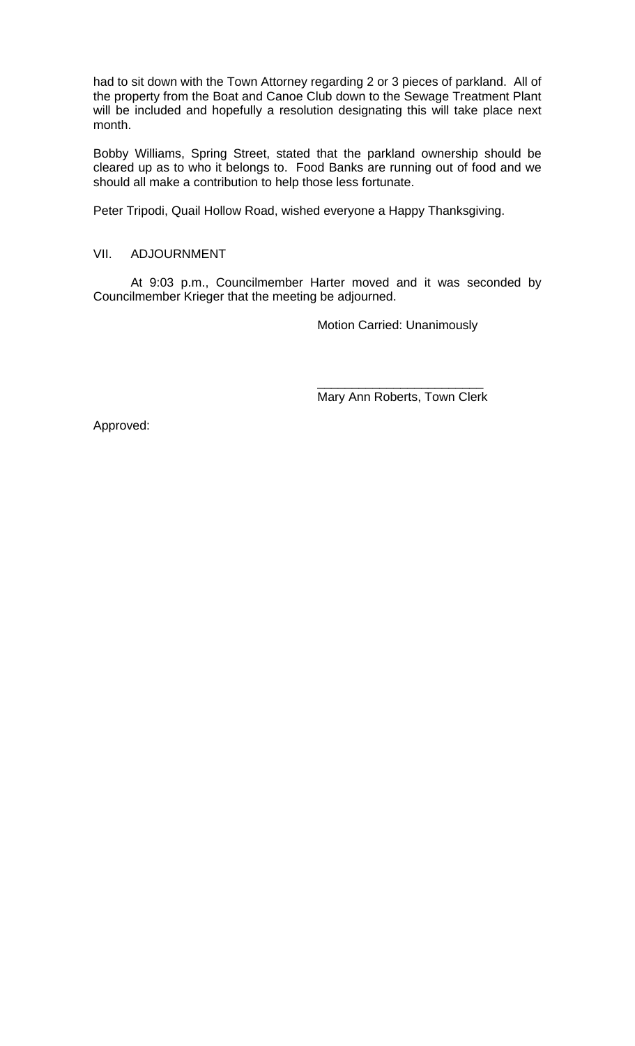had to sit down with the Town Attorney regarding 2 or 3 pieces of parkland. All of the property from the Boat and Canoe Club down to the Sewage Treatment Plant will be included and hopefully a resolution designating this will take place next month.

Bobby Williams, Spring Street, stated that the parkland ownership should be cleared up as to who it belongs to. Food Banks are running out of food and we should all make a contribution to help those less fortunate.

Peter Tripodi, Quail Hollow Road, wished everyone a Happy Thanksgiving.

## VII. ADJOURNMENT

At 9:03 p.m., Councilmember Harter moved and it was seconded by Councilmember Krieger that the meeting be adjourned.

Motion Carried: Unanimously

\_\_\_\_\_\_\_\_\_\_\_\_\_\_\_\_\_\_\_\_\_\_\_\_

Mary Ann Roberts, Town Clerk

Approved: